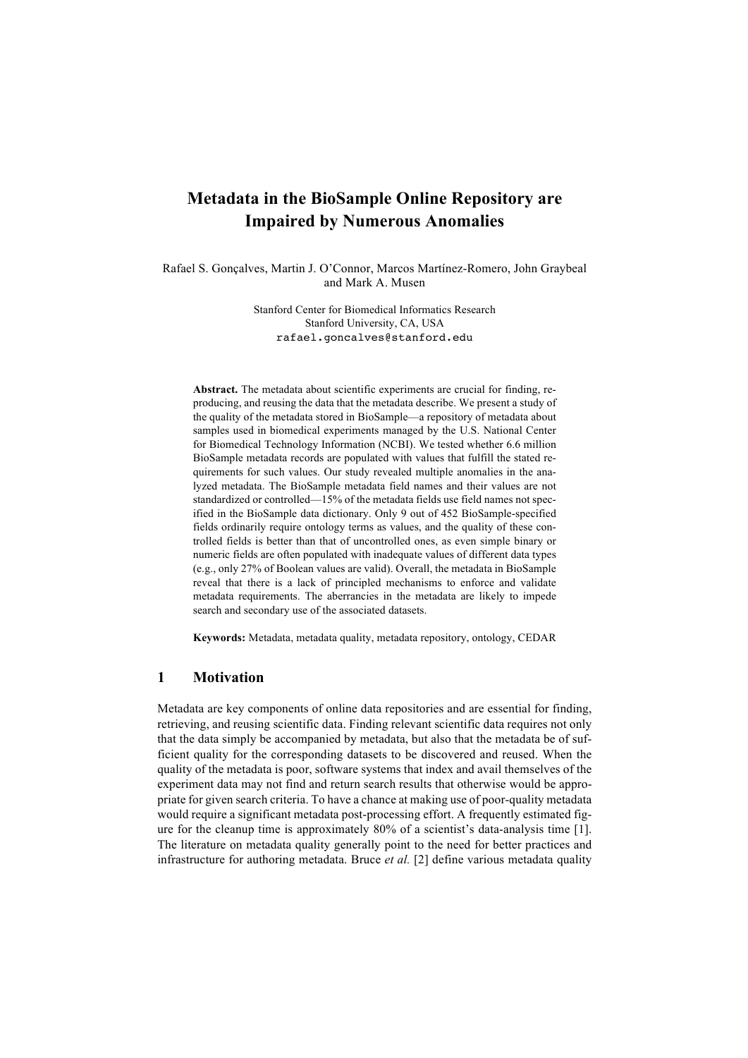# Metadata in the BioSample Online Repository are Impaired by Numerous Anomalies

Rafael S. Gonçalves, Martin J. O'Connor, Marcos Martínez-Romero, John Graybeal and Mark A. Musen

Stanford Center for Biomedical Informatics Research
Stanford University, CA, USA
rafael.goncalves@stanford.edu

**Abstract.** The metadata about scientific experiments are crucial for finding, reproducing, and reusing the data that the metadata describe. We present a study of the quality of the metadata stored in BioSample—a repository of metadata about samples used in biomedical experiments managed by the U.S. National Center for Biomedical Technology Information (NCBI). We tested whether 6.6 million BioSample metadata records are populated with values that fulfill the stated requirements for such values. Our study revealed multiple anomalies in the analyzed metadata. The BioSample metadata field names and their values are not standardized or controlled—15% of the metadata fields use field names not specified in the BioSample data dictionary. Only 9 out of 452 BioSample-specified fields ordinarily require ontology terms as values, and the quality of these controlled fields is better than that of uncontrolled ones, as even simple binary or numeric fields are often populated with inadequate values of different data types (e.g., only 27% of Boolean values are valid). Overall, the metadata in BioSample reveal that there is a lack of principled mechanisms to enforce and validate metadata requirements. The aberrancies in the metadata are likely to impede search and secondary use of the associated datasets.

**Keywords:** Metadata, metadata quality, metadata repository, ontology, CEDAR

## 1 Motivation

Metadata are key components of online data repositories and are essential for finding, retrieving, and reusing scientific data. Finding relevant scientific data requires not only that the data simply be accompanied by metadata, but also that the metadata be of sufficient quality for the corresponding datasets to be discovered and reused. When the quality of the metadata is poor, software systems that index and avail themselves of the experiment data may not find and return search results that otherwise would be appropriate for given search criteria. To have a chance at making use of poor-quality metadata would require a significant metadata post-processing effort. A frequently estimated figure for the cleanup time is approximately 80% of a scientist's data-analysis time [1]. The literature on metadata quality generally point to the need for better practices and infrastructure for authoring metadata. Bruce *et al.* [2] define various metadata quality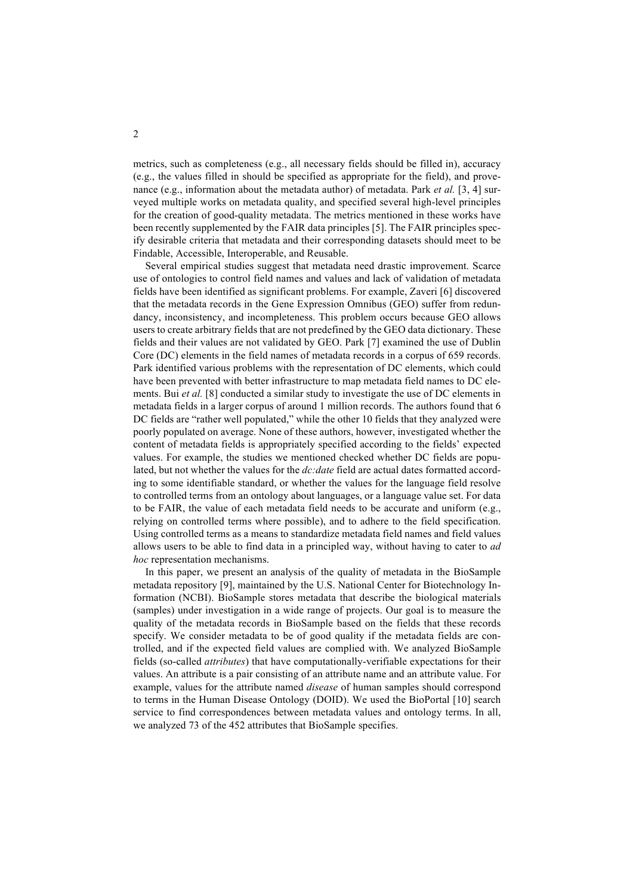metrics, such as completeness (e.g., all necessary fields should be filled in), accuracy (e.g., the values filled in should be specified as appropriate for the field), and provenance (e.g., information about the metadata author) of metadata. Park *et al.* [3, 4] surveyed multiple works on metadata quality, and specified several high-level principles for the creation of good-quality metadata. The metrics mentioned in these works have been recently supplemented by the FAIR data principles [5]. The FAIR principles specify desirable criteria that metadata and their corresponding datasets should meet to be Findable, Accessible, Interoperable, and Reusable.

Several empirical studies suggest that metadata need drastic improvement. Scarce use of ontologies to control field names and values and lack of validation of metadata fields have been identified as significant problems. For example, Zaveri [6] discovered that the metadata records in the Gene Expression Omnibus (GEO) suffer from redundancy, inconsistency, and incompleteness. This problem occurs because GEO allows users to create arbitrary fields that are not predefined by the GEO data dictionary. These fields and their values are not validated by GEO. Park [7] examined the use of Dublin Core (DC) elements in the field names of metadata records in a corpus of 659 records. Park identified various problems with the representation of DC elements, which could have been prevented with better infrastructure to map metadata field names to DC elements. Bui *et al.* [8] conducted a similar study to investigate the use of DC elements in metadata fields in a larger corpus of around 1 million records. The authors found that 6 DC fields are "rather well populated," while the other 10 fields that they analyzed were poorly populated on average. None of these authors, however, investigated whether the content of metadata fields is appropriately specified according to the fields' expected values. For example, the studies we mentioned checked whether DC fields are populated, but not whether the values for the *dc:date* field are actual dates formatted according to some identifiable standard, or whether the values for the language field resolve to controlled terms from an ontology about languages, or a language value set. For data to be FAIR, the value of each metadata field needs to be accurate and uniform (e.g., relying on controlled terms where possible), and to adhere to the field specification. Using controlled terms as a means to standardize metadata field names and field values allows users to be able to find data in a principled way, without having to cater to *ad hoc* representation mechanisms.

In this paper, we present an analysis of the quality of metadata in the BioSample metadata repository [9], maintained by the U.S. National Center for Biotechnology Information (NCBI). BioSample stores metadata that describe the biological materials (samples) under investigation in a wide range of projects. Our goal is to measure the quality of the metadata records in BioSample based on the fields that these records specify. We consider metadata to be of good quality if the metadata fields are controlled, and if the expected field values are complied with. We analyzed BioSample fields (so-called *attributes*) that have computationally-verifiable expectations for their values. An attribute is a pair consisting of an attribute name and an attribute value. For example, values for the attribute named *disease* of human samples should correspond to terms in the Human Disease Ontology (DOID). We used the BioPortal [10] search service to find correspondences between metadata values and ontology terms. In all, we analyzed 73 of the 452 attributes that BioSample specifies.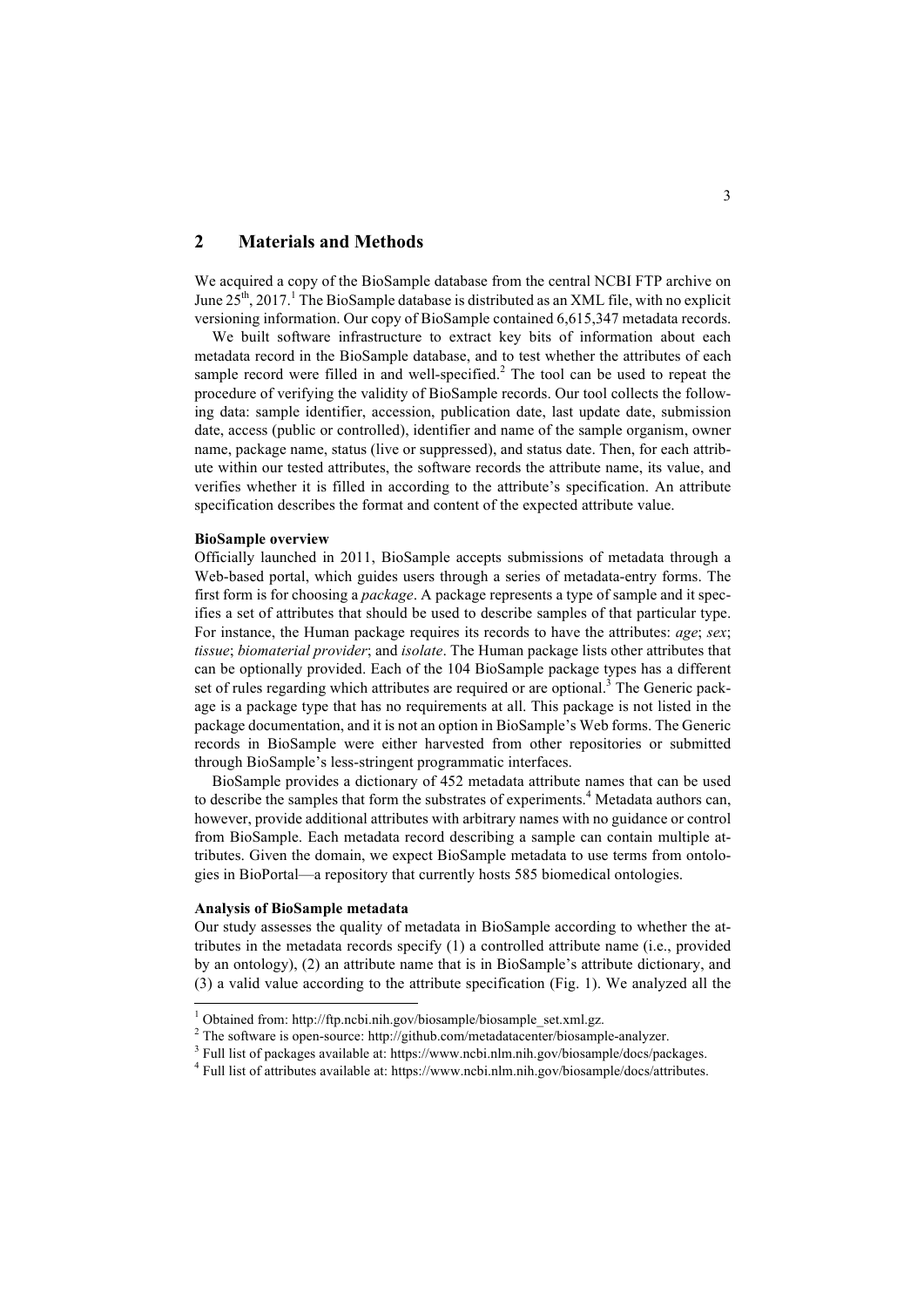## 2 Materials and Methods

We acquired a copy of the BioSample database from the central NCBI FTP archive on June 25th, 2017.[1] The BioSample database is distributed as an XML file, with no explicit versioning information. Our copy of BioSample contained 6,615,347 metadata records.

We built software infrastructure to extract key bits of information about each metadata record in the BioSample database, and to test whether the attributes of each sample record were filled in and well-specified.[2] The tool can be used to repeat the procedure of verifying the validity of BioSample records. Our tool collects the following data: sample identifier, accession, publication date, last update date, submission date, access (public or controlled), identifier and name of the sample organism, owner name, package name, status (live or suppressed), and status date. Then, for each attribute within our tested attributes, the software records the attribute name, its value, and verifies whether it is filled in according to the attribute's specification. An attribute specification describes the format and content of the expected attribute value.

**BioSample overview**

Officially launched in 2011, BioSample accepts submissions of metadata through a Web-based portal, which guides users through a series of metadata-entry forms. The first form is for choosing a *package*. A package represents a type of sample and it specifies a set of attributes that should be used to describe samples of that particular type. For instance, the Human package requires its records to have the attributes: *age*; *sex*; *tissue*; *biomaterial provider*; and *isolate*. The Human package lists other attributes that can be optionally provided. Each of the 104 BioSample package types has a different set of rules regarding which attributes are required or are optional.[3] The Generic package is a package type that has no requirements at all. This package is not listed in the package documentation, and it is not an option in BioSample's Web forms. The Generic records in BioSample were either harvested from other repositories or submitted through BioSample's less-stringent programmatic interfaces.

BioSample provides a dictionary of 452 metadata attribute names that can be used to describe the samples that form the substrates of experiments.[4] Metadata authors can, however, provide additional attributes with arbitrary names with no guidance or control from BioSample. Each metadata record describing a sample can contain multiple attributes. Given the domain, we expect BioSample metadata to use terms from ontologies in BioPortal—a repository that currently hosts 585 biomedical ontologies.

**Analysis of BioSample metadata**

Our study assesses the quality of metadata in BioSample according to whether the attributes in the metadata records specify (1) a controlled attribute name (i.e., provided by an ontology), (2) an attribute name that is in BioSample's attribute dictionary, and (3) a valid value according to the attribute specification (Fig. 1). We analyzed all the

---

[1] Obtained from: http://ftp.ncbi.nih.gov/biosample/biosample_set.xml.gz.

[2] The software is open-source: http://github.com/metadatacenter/biosample-analyzer.

[3] Full list of packages available at: https://www.ncbi.nlm.nih.gov/biosample/docs/packages.

[4] Full list of attributes available at: https://www.ncbi.nlm.nih.gov/biosample/docs/attributes.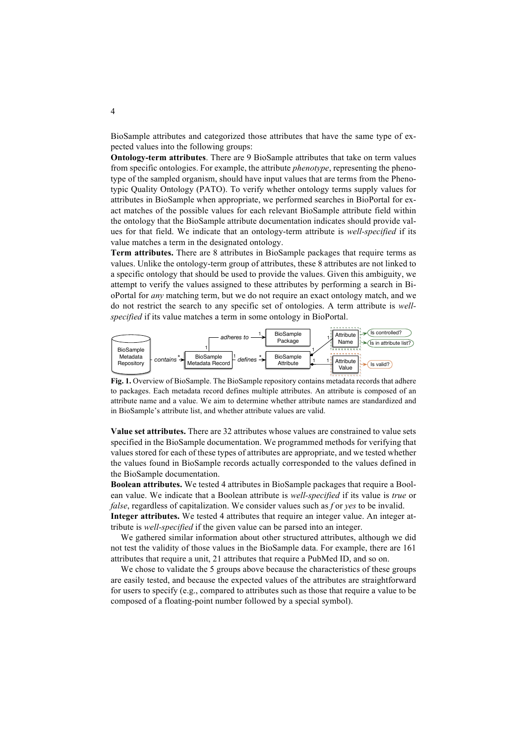BioSample attributes and categorized those attributes that have the same type of expected values into the following groups:

**Ontology-term attributes**. There are 9 BioSample attributes that take on term values from specific ontologies. For example, the attribute *phenotype*, representing the phenotype of the sampled organism, should have input values that are terms from the Phenotypic Quality Ontology (PATO). To verify whether ontology terms supply values for attributes in BioSample when appropriate, we performed searches in BioPortal for exact matches of the possible values for each relevant BioSample attribute field within the ontology that the BioSample attribute documentation indicates should provide values for that field. We indicate that an ontology-term attribute is *well-specified* if its value matches a term in the designated ontology.

**Term attributes.** There are 8 attributes in BioSample packages that require terms as values. Unlike the ontology-term group of attributes, these 8 attributes are not linked to a specific ontology that should be used to provide the values. Given this ambiguity, we attempt to verify the values assigned to these attributes by performing a search in BioPortal for *any* matching term, but we do not require an exact ontology match, and we do not restrict the search to any specific set of ontologies. A term attribute is *well-specified* if its value matches a term in some ontology in BioPortal.

**Fig. 1.** Overview of BioSample. The BioSample repository contains metadata records that adhere to packages. Each metadata record defines multiple attributes. An attribute is composed of an attribute name and a value. We aim to determine whether attribute names are standardized and in BioSample's attribute list, and whether attribute values are valid.

**Value set attributes.** There are 32 attributes whose values are constrained to value sets specified in the BioSample documentation. We programmed methods for verifying that values stored for each of these types of attributes are appropriate, and we tested whether the values found in BioSample records actually corresponded to the values defined in the BioSample documentation.

**Boolean attributes.** We tested 4 attributes in BioSample packages that require a Boolean value. We indicate that a Boolean attribute is *well-specified* if its value is *true* or *false*, regardless of capitalization. We consider values such as *f* or *yes* to be invalid.

**Integer attributes.** We tested 4 attributes that require an integer value. An integer attribute is *well-specified* if the given value can be parsed into an integer.

We gathered similar information about other structured attributes, although we did not test the validity of those values in the BioSample data. For example, there are 161 attributes that require a unit, 21 attributes that require a PubMed ID, and so on.

We chose to validate the 5 groups above because the characteristics of these groups are easily tested, and because the expected values of the attributes are straightforward for users to specify (e.g., compared to attributes such as those that require a value to be composed of a floating-point number followed by a special symbol).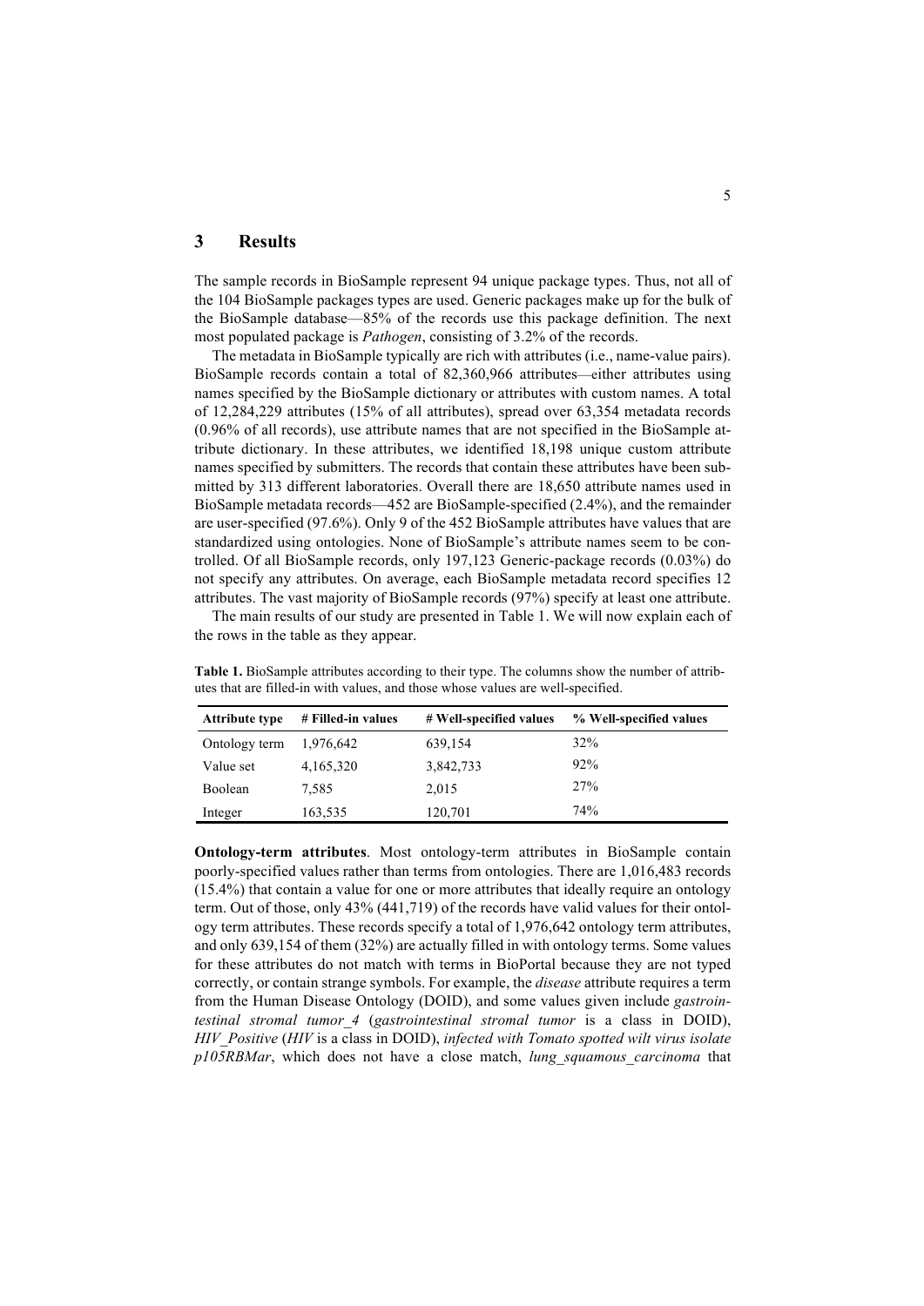## 3 Results

The sample records in BioSample represent 94 unique package types. Thus, not all of the 104 BioSample packages types are used. Generic packages make up for the bulk of the BioSample database—85% of the records use this package definition. The next most populated package is *Pathogen*, consisting of 3.2% of the records.

The metadata in BioSample typically are rich with attributes (i.e., name-value pairs). BioSample records contain a total of 82,360,966 attributes—either attributes using names specified by the BioSample dictionary or attributes with custom names. A total of 12,284,229 attributes (15% of all attributes), spread over 63,354 metadata records (0.96% of all records), use attribute names that are not specified in the BioSample attribute dictionary. In these attributes, we identified 18,198 unique custom attribute names specified by submitters. The records that contain these attributes have been submitted by 313 different laboratories. Overall there are 18,650 attribute names used in BioSample metadata records—452 are BioSample-specified (2.4%), and the remainder are user-specified (97.6%). Only 9 of the 452 BioSample attributes have values that are standardized using ontologies. None of BioSample's attribute names seem to be controlled. Of all BioSample records, only 197,123 Generic-package records (0.03%) do not specify any attributes. On average, each BioSample metadata record specifies 12 attributes. The vast majority of BioSample records (97%) specify at least one attribute.

The main results of our study are presented in Table 1. We will now explain each of the rows in the table as they appear.

**Table 1.** BioSample attributes according to their type. The columns show the number of attributes that are filled-in with values, and those whose values are well-specified.

| Attribute type | # Filled-in values | # Well-specified values | % Well-specified values |
|---|---|---|---|
| Ontology term | 1,976,642 | 639,154 | 32% |
| Value set | 4,165,320 | 3,842,733 | 92% |
| Boolean | 7,585 | 2,015 | 27% |
| Integer | 163,535 | 120,701 | 74% |

**Ontology-term attributes**. Most ontology-term attributes in BioSample contain poorly-specified values rather than terms from ontologies. There are 1,016,483 records (15.4%) that contain a value for one or more attributes that ideally require an ontology term. Out of those, only 43% (441,719) of the records have valid values for their ontology term attributes. These records specify a total of 1,976,642 ontology term attributes, and only 639,154 of them (32%) are actually filled in with ontology terms. Some values for these attributes do not match with terms in BioPortal because they are not typed correctly, or contain strange symbols. For example, the *disease* attribute requires a term from the Human Disease Ontology (DOID), and some values given include *gastrointestinal stromal tumor_4* (*gastrointestinal stromal tumor* is a class in DOID), *HIV_Positive* (*HIV* is a class in DOID), *infected with Tomato spotted wilt virus isolate p105RBMar*, which does not have a close match, *lung_squamous_carcinoma* that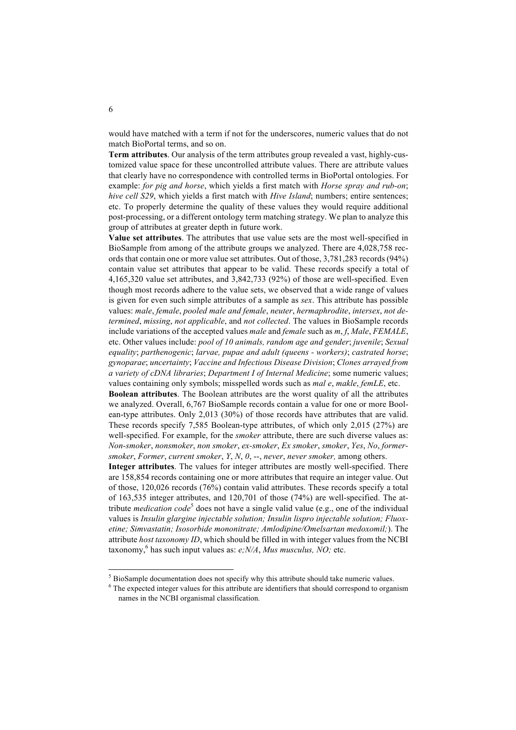would have matched with a term if not for the underscores, numeric values that do not match BioPortal terms, and so on.

**Term attributes**. Our analysis of the term attributes group revealed a vast, highly-customized value space for these uncontrolled attribute values. There are attribute values that clearly have no correspondence with controlled terms in BioPortal ontologies. For example: *for pig and horse*, which yields a first match with *Horse spray and rub-on*; *hive cell S29*, which yields a first match with *Hive Island*; numbers; entire sentences; etc. To properly determine the quality of these values they would require additional post-processing, or a different ontology term matching strategy. We plan to analyze this group of attributes at greater depth in future work.

**Value set attributes**. The attributes that use value sets are the most well-specified in BioSample from among of the attribute groups we analyzed. There are 4,028,758 records that contain one or more value set attributes. Out of those, 3,781,283 records (94%) contain value set attributes that appear to be valid. These records specify a total of 4,165,320 value set attributes, and 3,842,733 (92%) of those are well-specified. Even though most records adhere to the value sets, we observed that a wide range of values is given for even such simple attributes of a sample as *sex*. This attribute has possible values: *male*, *female*, *pooled male and female*, *neuter*, *hermaphrodite*, *intersex*, *not determined*, *missing*, *not applicable*, and *not collected*. The values in BioSample records include variations of the accepted values *male* and *female* such as *m*, *f*, *Male*, *FEMALE*, etc. Other values include: *pool of 10 animals, random age and gender*; *juvenile*; *Sexual equality*; *parthenogenic*; *larvae, pupae and adult (queens - workers)*; *castrated horse*; *gynoparae*; *uncertainty*; *Vaccine and Infectious Disease Division*; *Clones arrayed from a variety of cDNA libraries*; *Department I of Internal Medicine*; some numeric values; values containing only symbols; misspelled words such as *mal e*, *makle*, *femLE*, etc.

**Boolean attributes**. The Boolean attributes are the worst quality of all the attributes we analyzed. Overall, 6,767 BioSample records contain a value for one or more Boolean-type attributes. Only 2,013 (30%) of those records have attributes that are valid. These records specify 7,585 Boolean-type attributes, of which only 2,015 (27%) are well-specified. For example, for the *smoker* attribute, there are such diverse values as: *Non-smoker*, *nonsmoker*, *non smoker*, *ex-smoker*, *Ex smoker*, *smoker*, *Yes*, *No*, *former-smoker*, *Former*, *current smoker*, *Y*, *N*, *0*, *--*, *never*, *never smoker,* among others.

**Integer attributes**. The values for integer attributes are mostly well-specified. There are 158,854 records containing one or more attributes that require an integer value. Out of those, 120,026 records (76%) contain valid attributes. These records specify a total of 163,535 integer attributes, and 120,701 of those (74%) are well-specified. The attribute *medication code*[5] does not have a single valid value (e.g., one of the individual values is *Insulin glargine injectable solution; Insulin lispro injectable solution; Fluoxetine; Simvastatin; Isosorbide mononitrate; Amlodipine/Omelsartan medoxomil;*). The attribute *host taxonomy ID*, which should be filled in with integer values from the NCBI taxonomy,[6] has such input values as: *e;N/A*, *Mus musculus, NO;* etc.

---

[5] BioSample documentation does not specify why this attribute should take numeric values.

[6] The expected integer values for this attribute are identifiers that should correspond to organism names in the NCBI organismal classification.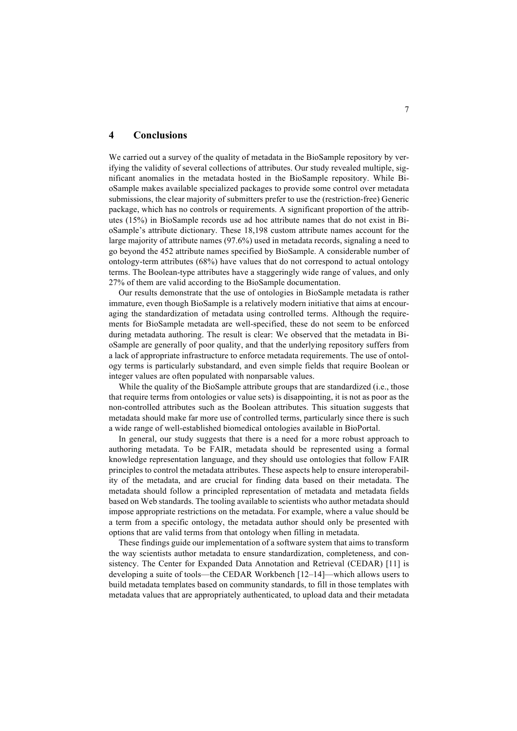## 4 Conclusions

We carried out a survey of the quality of metadata in the BioSample repository by verifying the validity of several collections of attributes. Our study revealed multiple, significant anomalies in the metadata hosted in the BioSample repository. While BioSample makes available specialized packages to provide some control over metadata submissions, the clear majority of submitters prefer to use the (restriction-free) Generic package, which has no controls or requirements. A significant proportion of the attributes (15%) in BioSample records use ad hoc attribute names that do not exist in BioSample's attribute dictionary. These 18,198 custom attribute names account for the large majority of attribute names (97.6%) used in metadata records, signaling a need to go beyond the 452 attribute names specified by BioSample. A considerable number of ontology-term attributes (68%) have values that do not correspond to actual ontology terms. The Boolean-type attributes have a staggeringly wide range of values, and only 27% of them are valid according to the BioSample documentation.

Our results demonstrate that the use of ontologies in BioSample metadata is rather immature, even though BioSample is a relatively modern initiative that aims at encouraging the standardization of metadata using controlled terms. Although the requirements for BioSample metadata are well-specified, these do not seem to be enforced during metadata authoring. The result is clear: We observed that the metadata in BioSample are generally of poor quality, and that the underlying repository suffers from a lack of appropriate infrastructure to enforce metadata requirements. The use of ontology terms is particularly substandard, and even simple fields that require Boolean or integer values are often populated with nonparsable values.

While the quality of the BioSample attribute groups that are standardized (i.e., those that require terms from ontologies or value sets) is disappointing, it is not as poor as the non-controlled attributes such as the Boolean attributes. This situation suggests that metadata should make far more use of controlled terms, particularly since there is such a wide range of well-established biomedical ontologies available in BioPortal.

In general, our study suggests that there is a need for a more robust approach to authoring metadata. To be FAIR, metadata should be represented using a formal knowledge representation language, and they should use ontologies that follow FAIR principles to control the metadata attributes. These aspects help to ensure interoperability of the metadata, and are crucial for finding data based on their metadata. The metadata should follow a principled representation of metadata and metadata fields based on Web standards. The tooling available to scientists who author metadata should impose appropriate restrictions on the metadata. For example, where a value should be a term from a specific ontology, the metadata author should only be presented with options that are valid terms from that ontology when filling in metadata.

These findings guide our implementation of a software system that aims to transform the way scientists author metadata to ensure standardization, completeness, and consistency. The Center for Expanded Data Annotation and Retrieval (CEDAR) [11] is developing a suite of tools—the CEDAR Workbench [12–14]—which allows users to build metadata templates based on community standards, to fill in those templates with metadata values that are appropriately authenticated, to upload data and their metadata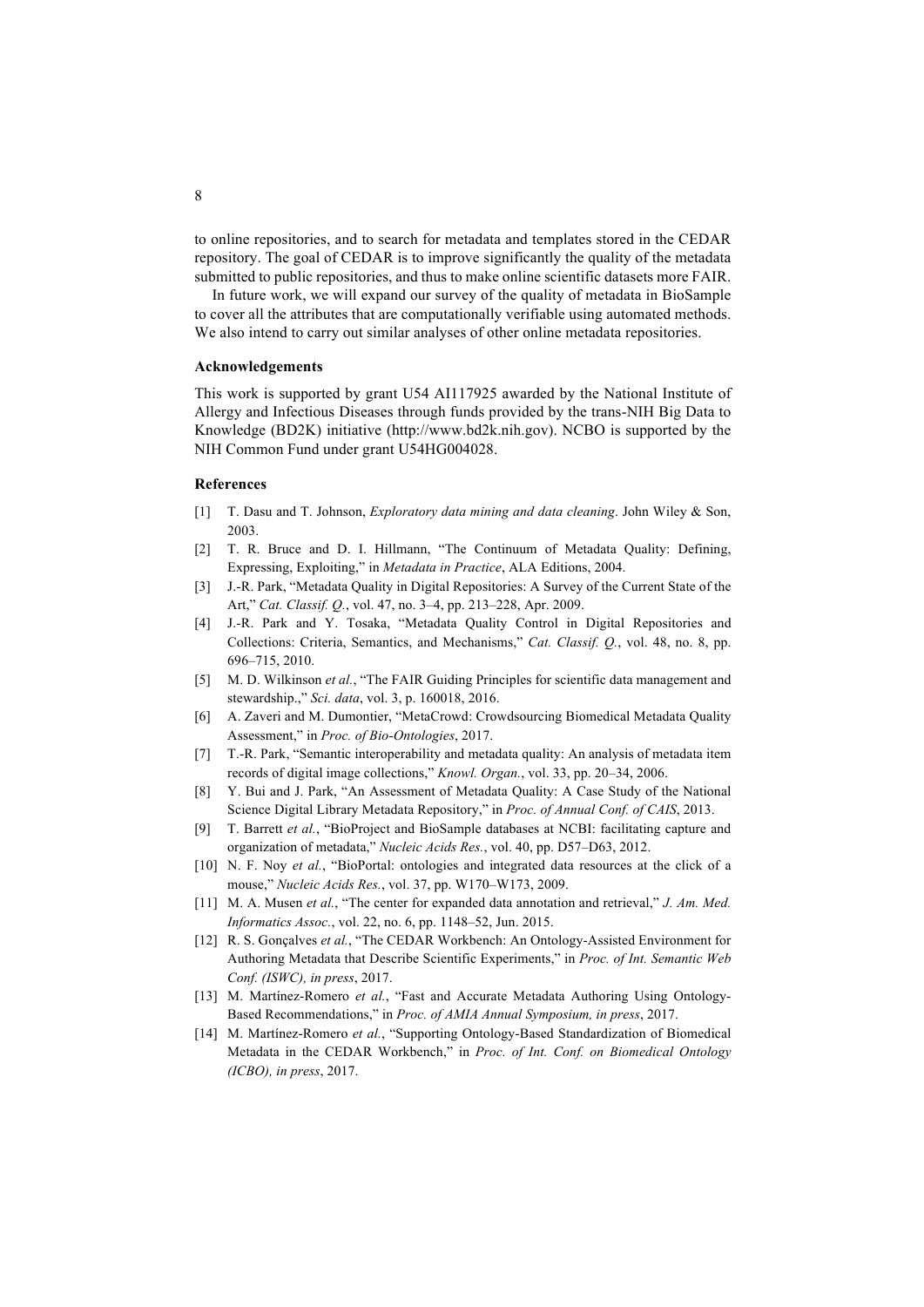to online repositories, and to search for metadata and templates stored in the CEDAR repository. The goal of CEDAR is to improve significantly the quality of the metadata submitted to public repositories, and thus to make online scientific datasets more FAIR.

In future work, we will expand our survey of the quality of metadata in BioSample to cover all the attributes that are computationally verifiable using automated methods. We also intend to carry out similar analyses of other online metadata repositories.

### Acknowledgements

This work is supported by grant U54 AI117925 awarded by the National Institute of Allergy and Infectious Diseases through funds provided by the trans-NIH Big Data to Knowledge (BD2K) initiative (http://www.bd2k.nih.gov). NCBO is supported by the NIH Common Fund under grant U54HG004028.

### References

[1] T. Dasu and T. Johnson, *Exploratory data mining and data cleaning*. John Wiley & Son, 2003.

[2] T. R. Bruce and D. I. Hillmann, "The Continuum of Metadata Quality: Defining, Expressing, Exploiting," in *Metadata in Practice*, ALA Editions, 2004.

[3] J.-R. Park, "Metadata Quality in Digital Repositories: A Survey of the Current State of the Art," *Cat. Classif. Q.*, vol. 47, no. 3–4, pp. 213–228, Apr. 2009.

[4] J.-R. Park and Y. Tosaka, "Metadata Quality Control in Digital Repositories and Collections: Criteria, Semantics, and Mechanisms," *Cat. Classif. Q.*, vol. 48, no. 8, pp. 696–715, 2010.

[5] M. D. Wilkinson *et al.*, "The FAIR Guiding Principles for scientific data management and stewardship.," *Sci. data*, vol. 3, p. 160018, 2016.

[6] A. Zaveri and M. Dumontier, "MetaCrowd: Crowdsourcing Biomedical Metadata Quality Assessment," in *Proc. of Bio-Ontologies*, 2017.

[7] T.-R. Park, "Semantic interoperability and metadata quality: An analysis of metadata item records of digital image collections," *Knowl. Organ.*, vol. 33, pp. 20–34, 2006.

[8] Y. Bui and J. Park, "An Assessment of Metadata Quality: A Case Study of the National Science Digital Library Metadata Repository," in *Proc. of Annual Conf. of CAIS*, 2013.

[9] T. Barrett *et al.*, "BioProject and BioSample databases at NCBI: facilitating capture and organization of metadata," *Nucleic Acids Res.*, vol. 40, pp. D57–D63, 2012.

[10] N. F. Noy *et al.*, "BioPortal: ontologies and integrated data resources at the click of a mouse," *Nucleic Acids Res.*, vol. 37, pp. W170–W173, 2009.

[11] M. A. Musen *et al.*, "The center for expanded data annotation and retrieval," *J. Am. Med. Informatics Assoc.*, vol. 22, no. 6, pp. 1148–52, Jun. 2015.

[12] R. S. Gonçalves *et al.*, "The CEDAR Workbench: An Ontology-Assisted Environment for Authoring Metadata that Describe Scientific Experiments," in *Proc. of Int. Semantic Web Conf. (ISWC), in press*, 2017.

[13] M. Martínez-Romero *et al.*, "Fast and Accurate Metadata Authoring Using Ontology-Based Recommendations," in *Proc. of AMIA Annual Symposium, in press*, 2017.

[14] M. Martínez-Romero *et al.*, "Supporting Ontology-Based Standardization of Biomedical Metadata in the CEDAR Workbench," in *Proc. of Int. Conf. on Biomedical Ontology (ICBO), in press*, 2017.